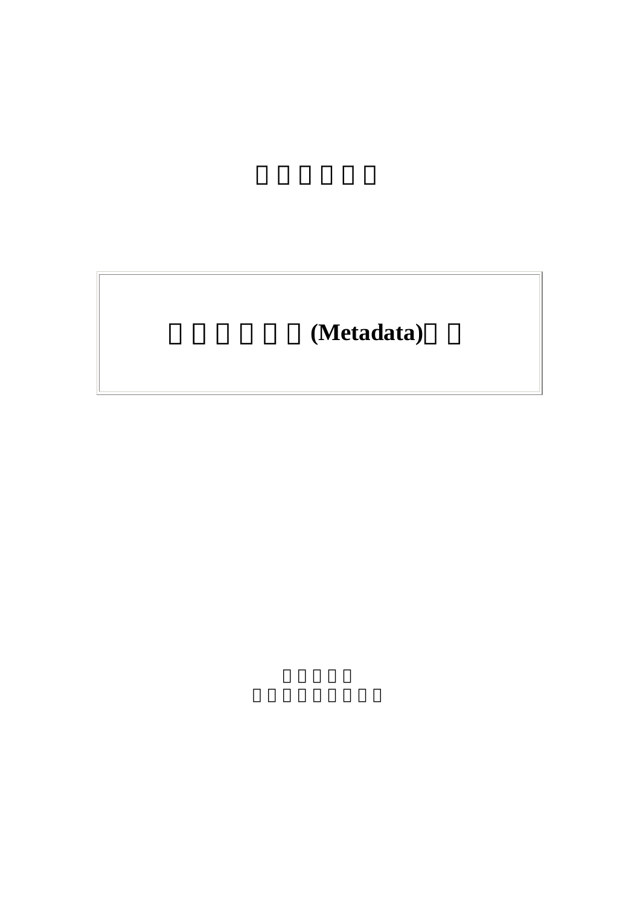# (Metadata)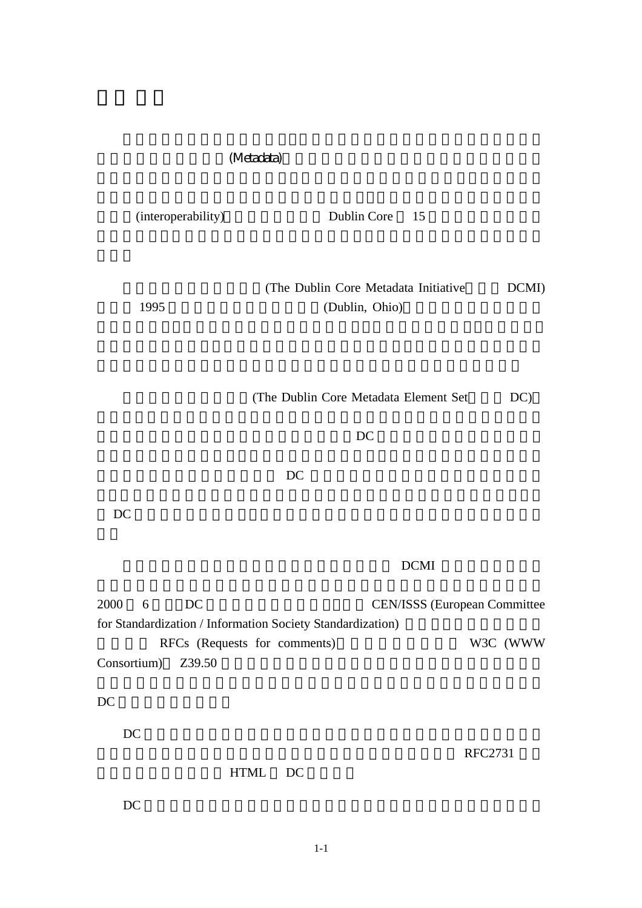(Metadata)

(interoperability) Dublin Core 15

(The Dublin Core Metadata Initiative DCMI) 1995 (Dublin, Ohio)

(The Dublin Core Metadata Element Set DC)

DC

DC

DC

DCMI

2000 6 DC CEN/ISSS (European Committee for Standardization / Information Society Standardization) RFCs (Requests for comments) W3C (WWW Consortium) Z39.50

DC

DC

RFC2731

HTML DC

DC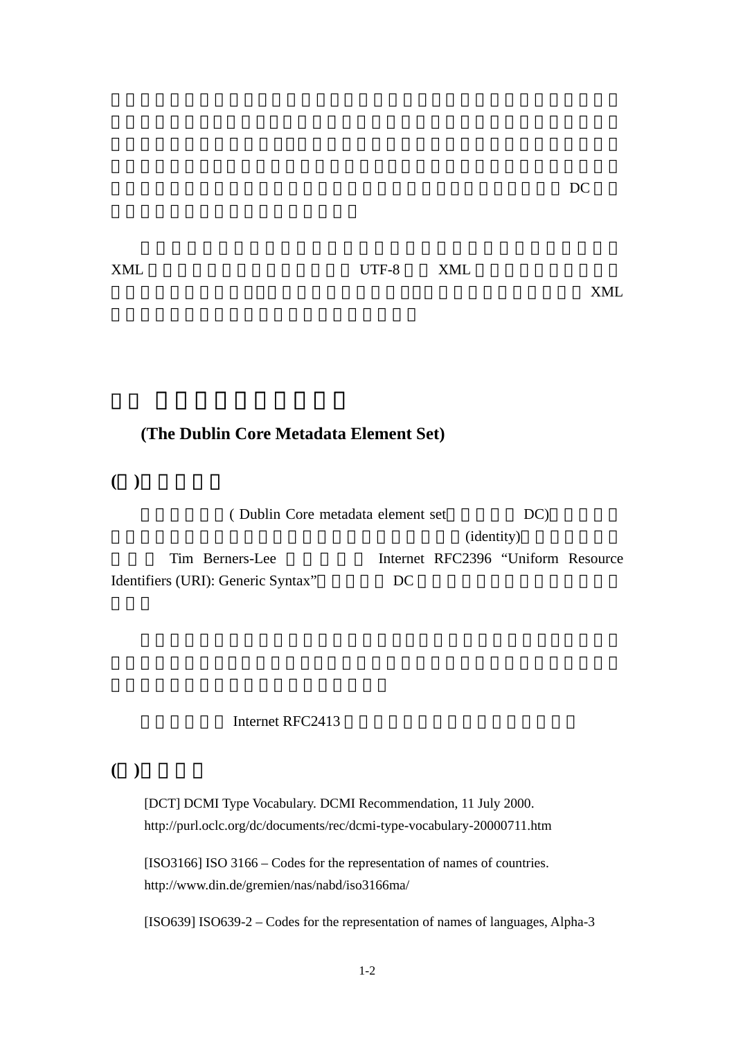DC

XML UTF-8 XML XML

## (The Dublin Core Metadata Element Set)

### ( )

( Dublin Core metadata element set DC) (identity) Tim Berners-Lee Internet RFC2396 “Uniform Resource Identifiers (URI): Generic Syntax” DC

Internet RFC2413

### ( )

[DCT] DCMI Type Vocabulary. DCMI Recommendation, 11 July 2000.
http://purl.oclc.org/dc/documents/rec/dcmi-type-vocabulary-20000711.htm

[ISO3166] ISO 3166 – Codes for the representation of names of countries.
http://www.din.de/gremien/nas/nabd/iso3166ma/

[ISO639] ISO639-2 – Codes for the representation of names of languages, Alpha-3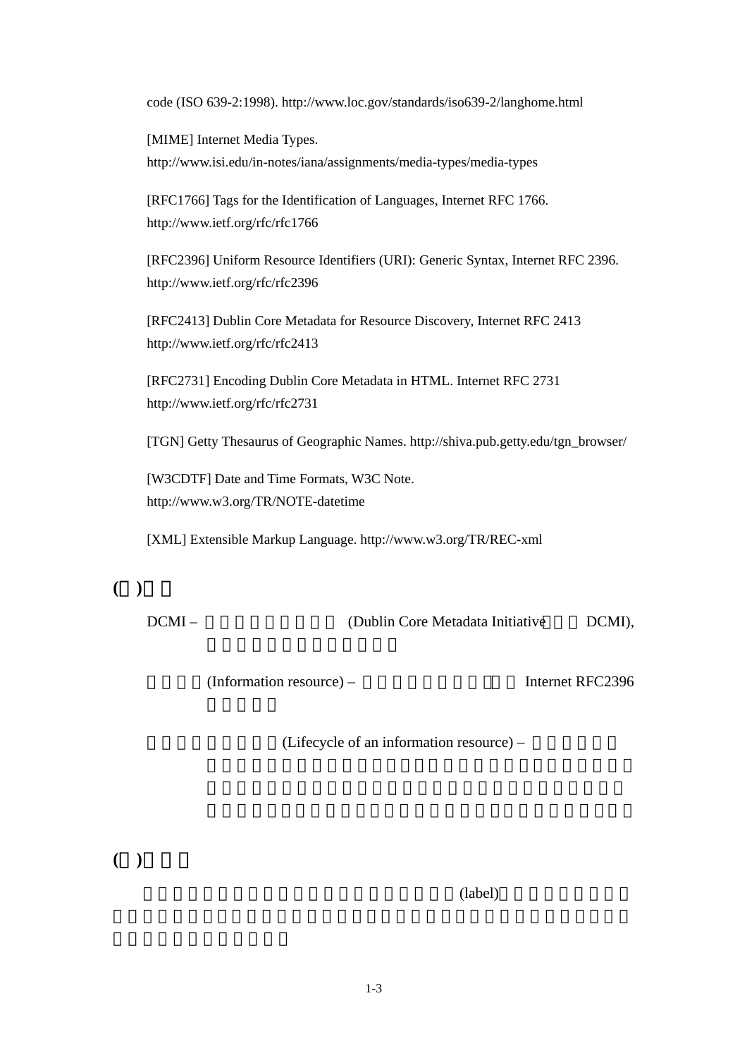code (ISO 639-2:1998). http://www.loc.gov/standards/iso639-2/langhome.html

[MIME] Internet Media Types.
http://www.isi.edu/in-notes/iana/assignments/media-types/media-types

[RFC1766] Tags for the Identification of Languages, Internet RFC 1766.
http://www.ietf.org/rfc/rfc1766

[RFC2396] Uniform Resource Identifiers (URI): Generic Syntax, Internet RFC 2396.
http://www.ietf.org/rfc/rfc2396

[RFC2413] Dublin Core Metadata for Resource Discovery, Internet RFC 2413
http://www.ietf.org/rfc/rfc2413

[RFC2731] Encoding Dublin Core Metadata in HTML. Internet RFC 2731
http://www.ietf.org/rfc/rfc2731

[TGN] Getty Thesaurus of Geographic Names. http://shiva.pub.getty.edu/tgn_browser/

[W3CDTF] Date and Time Formats, W3C Note.
http://www.w3.org/TR/NOTE-datetime

[XML] Extensible Markup Language. http://www.w3.org/TR/REC-xml

## ( )

DCMI – (Dublin Core Metadata Initiative DCMI),

(Information resource) – Internet RFC2396

(Lifecycle of an information resource) –

## ( )

(label)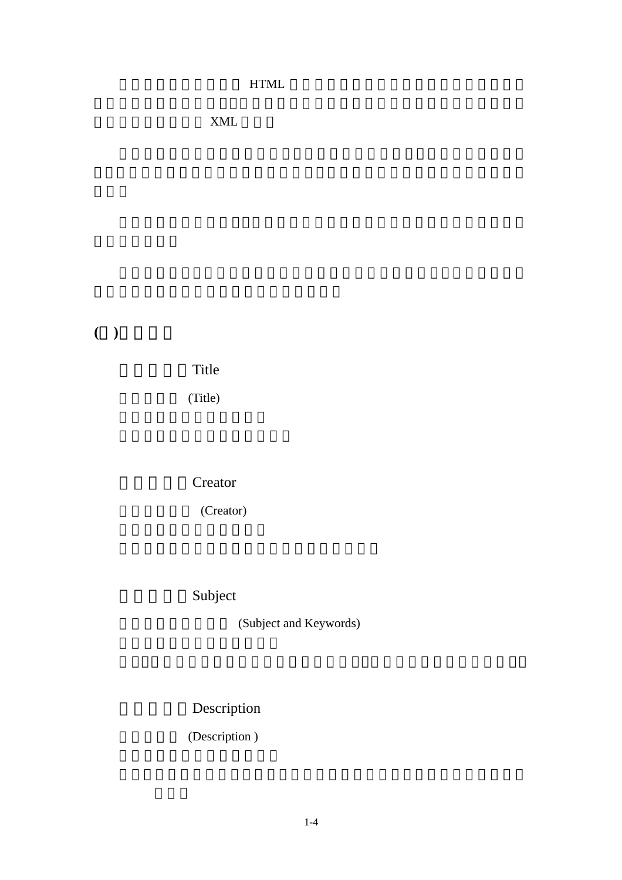HTML

XML

## ( )

Title

(Title)

Creator

(Creator)

Subject

(Subject and Keywords)

Description

(Description )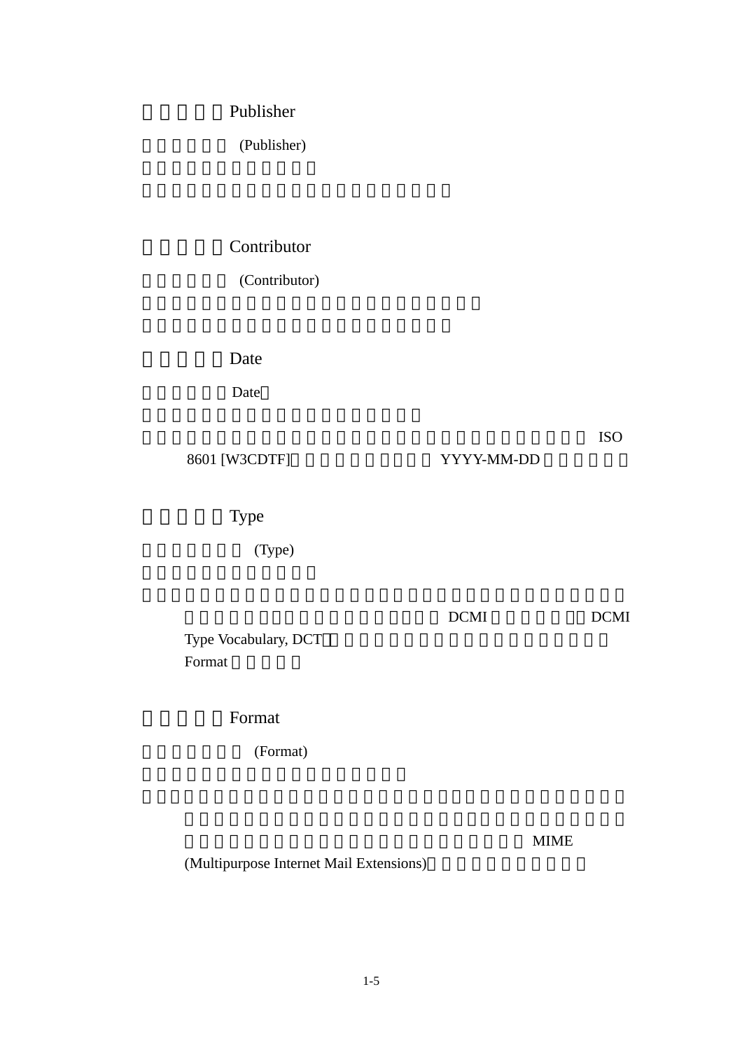Publisher

(Publisher)

Contributor

(Contributor)

Date

Date

ISO 8601 [W3CDTF] YYYY-MM-DD

Type

(Type)

DCMI DCMI Type Vocabulary, DCT Format

Format

(Format)

MIME (Multipurpose Internet Mail Extensions)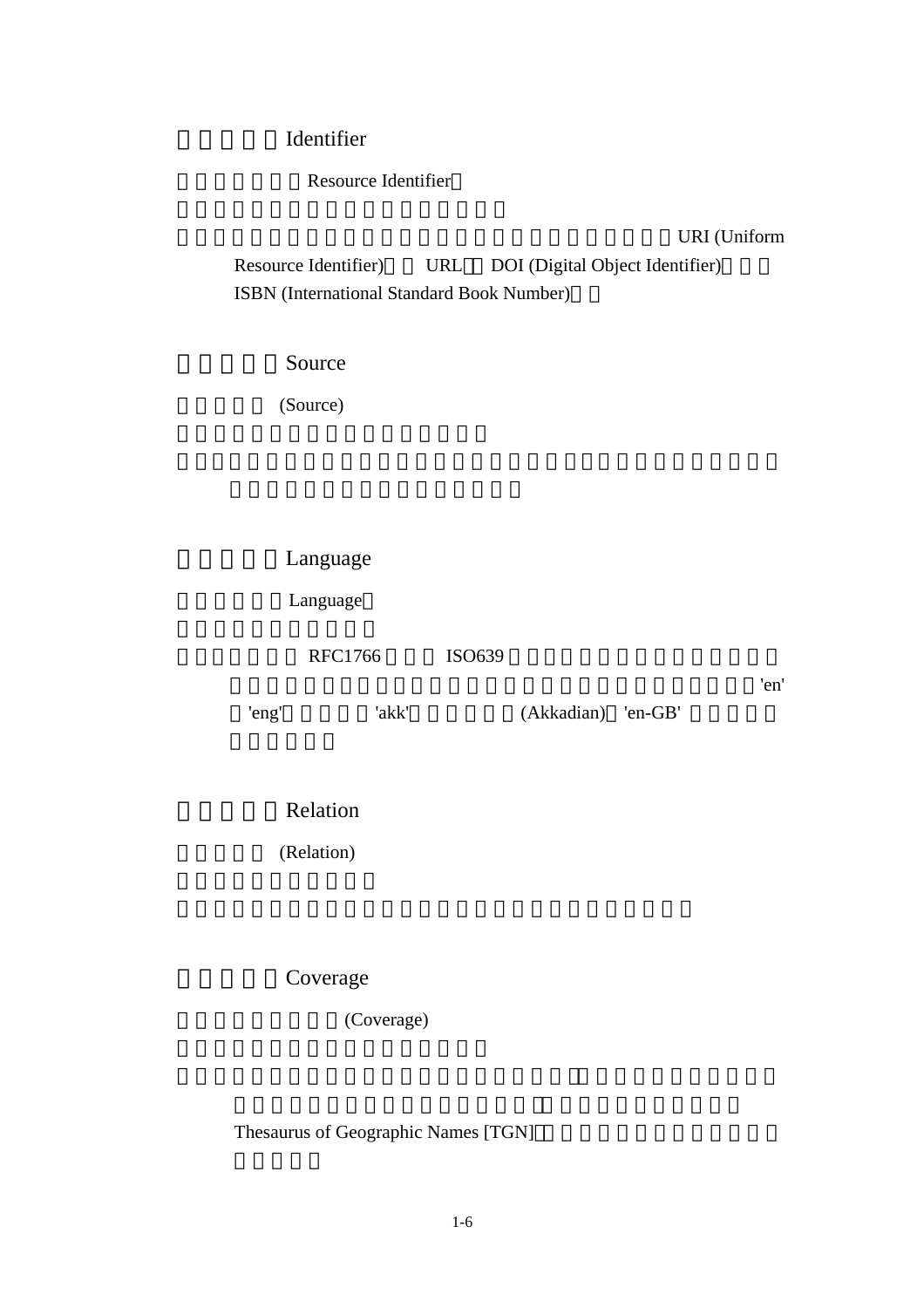## Identifier

Resource Identifier

URI (Uniform Resource Identifier) URL DOI (Digital Object Identifier) ISBN (International Standard Book Number)

## Source

(Source)

## Language

Language

RFC1766 ISO639 'en' 'eng' 'akk' (Akkadian) 'en-GB'

## Relation

(Relation)

## Coverage

(Coverage)

Thesaurus of Geographic Names [TGN]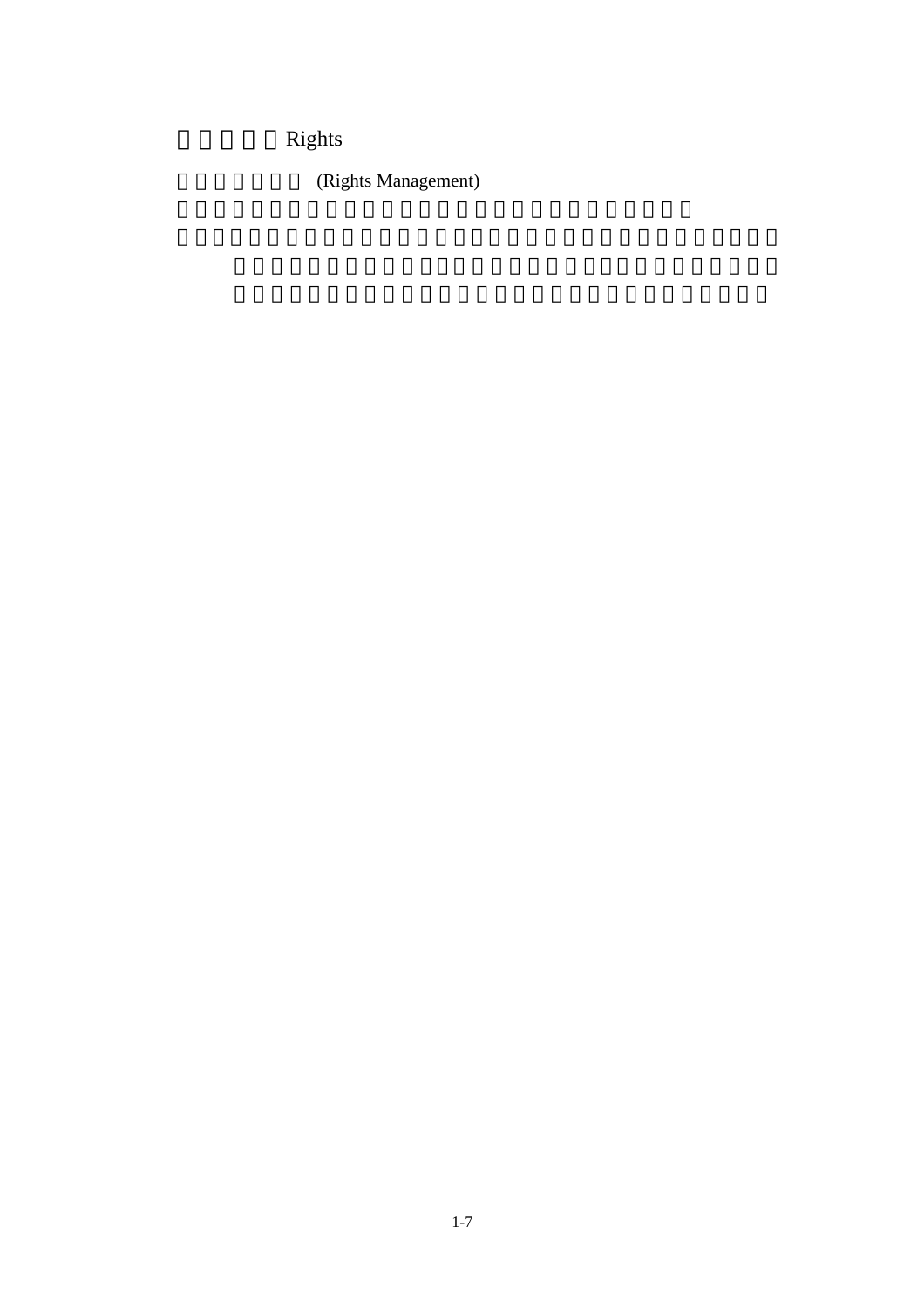Rights

(Rights Management)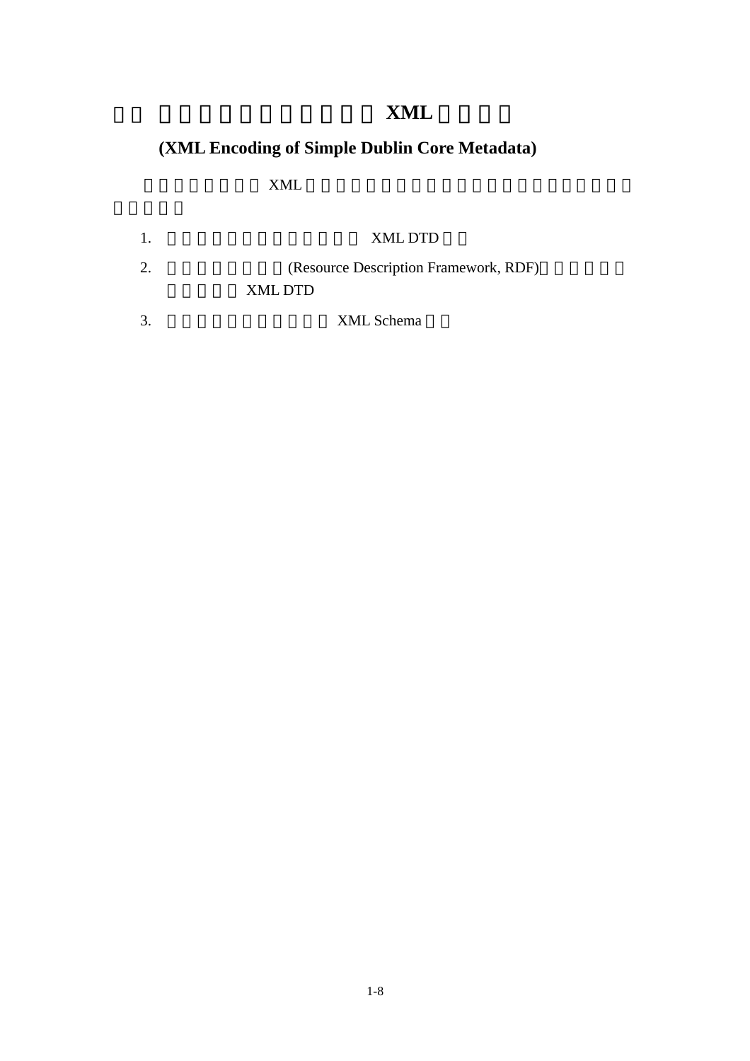# XML

## (XML Encoding of Simple Dublin Core Metadata)

XML

1. XML DTD
2. (Resource Description Framework, RDF) XML DTD
3. XML Schema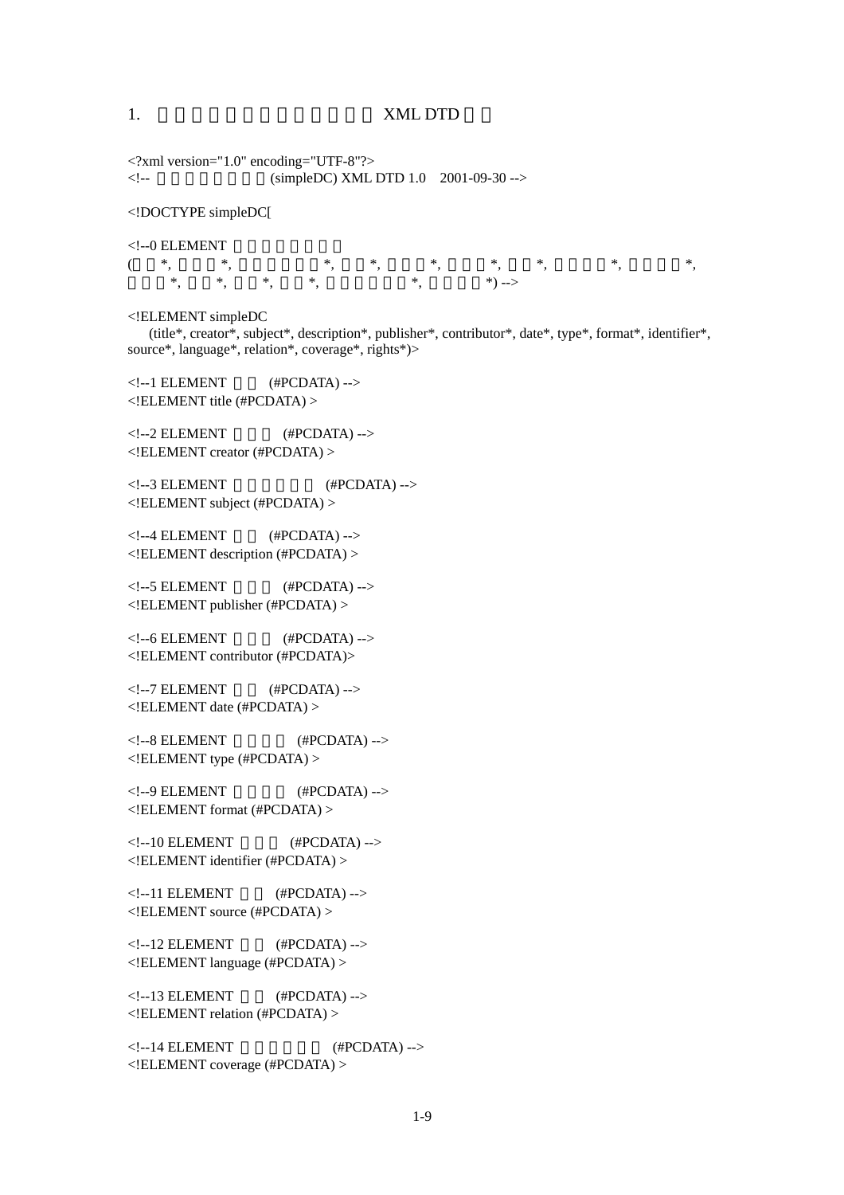1. XML DTD

```
<?xml version="1.0" encoding="UTF-8"?>
<!-- (simpleDC) XML DTD 1.0 2001-09-30 -->

<!DOCTYPE simpleDC[

<!--0 ELEMENT
( *, *, *, *, *, *, *, *, *,
*, *, *, *, *, *) -->

<!ELEMENT simpleDC
    (title*, creator*, subject*, description*, publisher*, contributor*, date*, type*, format*, identifier*,
source*, language*, relation*, coverage*, rights*)>

<!--1 ELEMENT (#PCDATA) -->
<!ELEMENT title (#PCDATA) >

<!--2 ELEMENT (#PCDATA) -->
<!ELEMENT creator (#PCDATA) >

<!--3 ELEMENT (#PCDATA) -->
<!ELEMENT subject (#PCDATA) >

<!--4 ELEMENT (#PCDATA) -->
<!ELEMENT description (#PCDATA) >

<!--5 ELEMENT (#PCDATA) -->
<!ELEMENT publisher (#PCDATA) >

<!--6 ELEMENT (#PCDATA) -->
<!ELEMENT contributor (#PCDATA)>

<!--7 ELEMENT (#PCDATA) -->
<!ELEMENT date (#PCDATA) >

<!--8 ELEMENT (#PCDATA) -->
<!ELEMENT type (#PCDATA) >

<!--9 ELEMENT (#PCDATA) -->
<!ELEMENT format (#PCDATA) >

<!--10 ELEMENT (#PCDATA) -->
<!ELEMENT identifier (#PCDATA) >

<!--11 ELEMENT (#PCDATA) -->
<!ELEMENT source (#PCDATA) >

<!--12 ELEMENT (#PCDATA) -->
<!ELEMENT language (#PCDATA) >

<!--13 ELEMENT (#PCDATA) -->
<!ELEMENT relation (#PCDATA) >

<!--14 ELEMENT (#PCDATA) -->
<!ELEMENT coverage (#PCDATA) >
```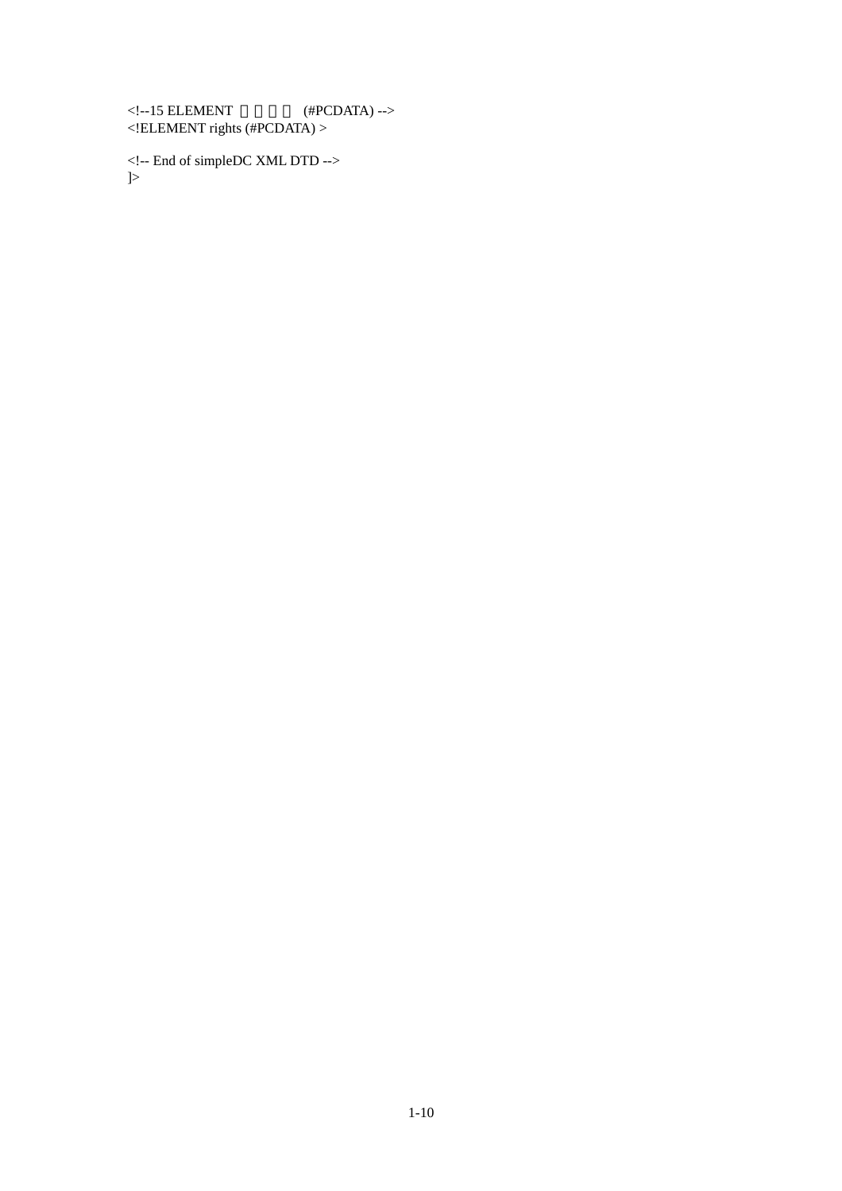```
<!--15 ELEMENT                (#PCDATA) -->
<!ELEMENT rights (#PCDATA) >

<!-- End of simpleDC XML DTD -->
]>
```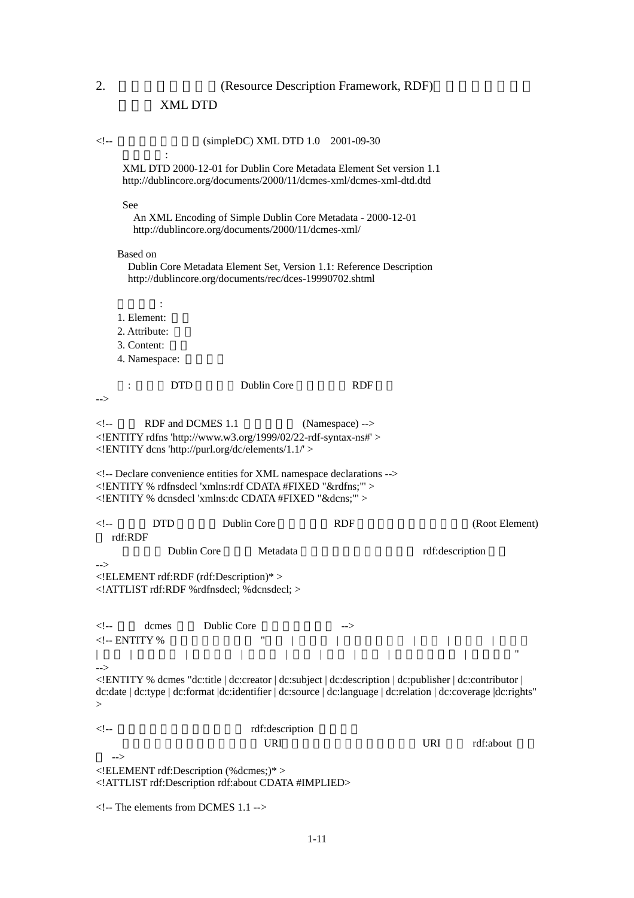2. (Resource Description Framework, RDF)

XML DTD

```
<!--                (simpleDC) XML DTD 1.0    2001-09-30
            :
       XML DTD 2000-12-01 for Dublin Core Metadata Element Set version 1.1
       http://dublincore.org/documents/2000/11/dcmes-xml/dcmes-xml-dtd.dtd

       See
         An XML Encoding of Simple Dublin Core Metadata - 2000-12-01
         http://dublincore.org/documents/2000/11/dcmes-xml/

     Based on
        Dublin Core Metadata Element Set, Version 1.1: Reference Description
        http://dublincore.org/documents/rec/dces-19990702.shtml

            :
     1. Element:
     2. Attribute:
     3. Content:
     4. Namespace:

      :        DTD           Dublin Core           RDF
-->

<!--       RDF and DCMES 1.1              (Namespace) -->
<!ENTITY rdfns 'http://www.w3.org/1999/02/22-rdf-syntax-ns#' >
<!ENTITY dcns 'http://purl.org/dc/elements/1.1/' >

<!-- Declare convenience entities for XML namespace declarations -->
<!ENTITY % rdfnsdecl 'xmlns:rdf CDATA #FIXED "&rdfns;"' >
<!ENTITY % dcnsdecl 'xmlns:dc CDATA #FIXED "&dcns;"' >

<!--        DTD           Dublin Core           RDF                          (Root Element)
    rdf:RDF
              Dublin Core          Metadata                              rdf:description
-->
<!ELEMENT rdf:RDF (rdf:Description)* >
<!ATTLIST rdf:RDF %rdfnsdecl; %dcnsdecl; >


<!--       dcmes         Dublic Core                       -->
<!-- ENTITY %                          "     |       |          |     |      |
|     |          |         |        |      |      |      |                |          "
-->
<!ENTITY % dcmes "dc:title | dc:creator | dc:subject | dc:description | dc:publisher | dc:contributor |
dc:date | dc:type | dc:format |dc:identifier | dc:source | dc:language | dc:relation | dc:coverage |dc:rights"
>

<!--                               rdf:description
                                URI                                URI        rdf:about
    -->
<!ELEMENT rdf:Description (%dcmes;)* >
<!ATTLIST rdf:Description rdf:about CDATA #IMPLIED>

<!-- The elements from DCMES 1.1 -->
```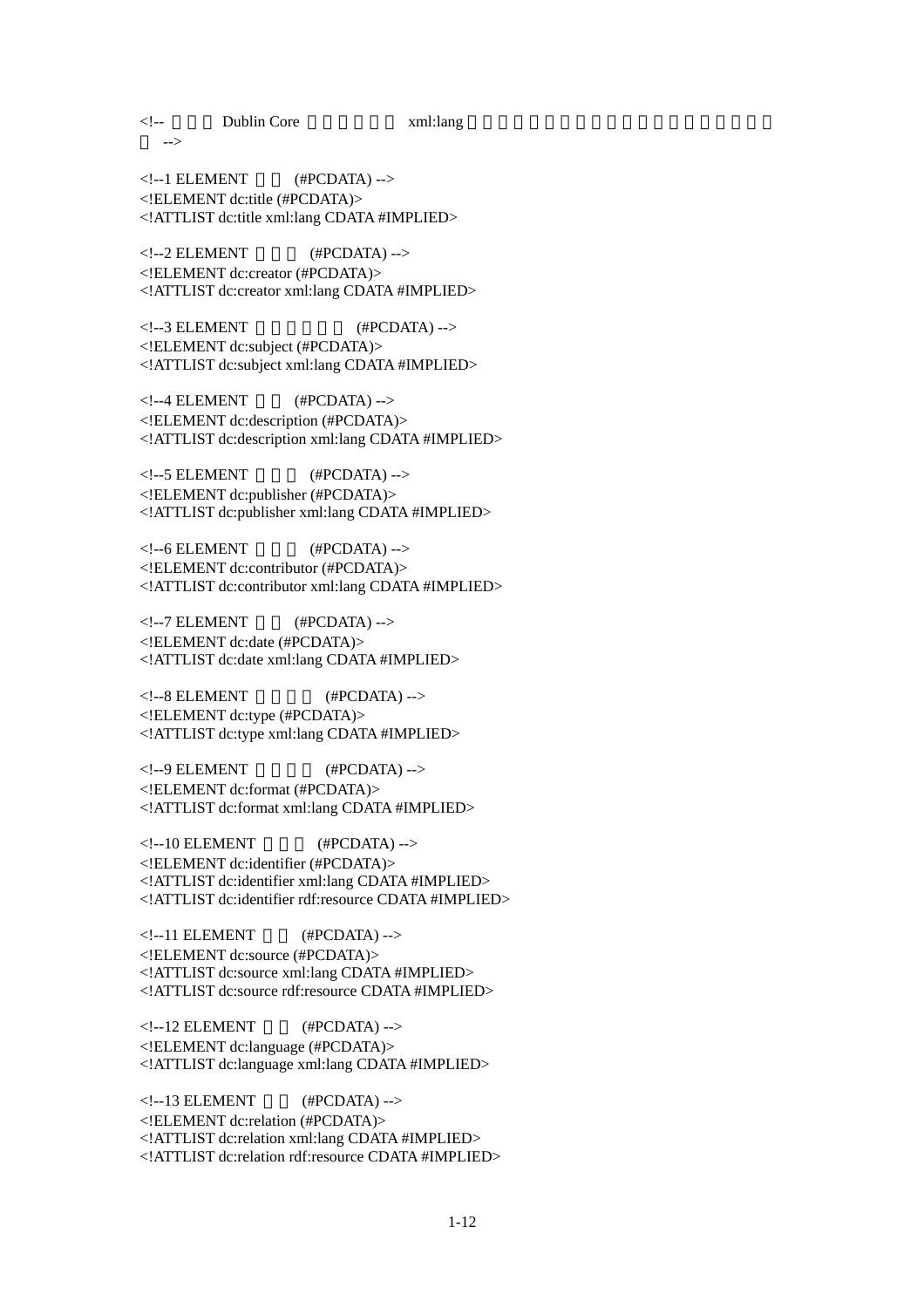```
<!--      Dublin Core          xml:lang
  -->

<!--1 ELEMENT      (#PCDATA) -->
<!ELEMENT dc:title (#PCDATA)>
<!ATTLIST dc:title xml:lang CDATA #IMPLIED>

<!--2 ELEMENT      (#PCDATA) -->
<!ELEMENT dc:creator (#PCDATA)>
<!ATTLIST dc:creator xml:lang CDATA #IMPLIED>

<!--3 ELEMENT      (#PCDATA) -->
<!ELEMENT dc:subject (#PCDATA)>
<!ATTLIST dc:subject xml:lang CDATA #IMPLIED>

<!--4 ELEMENT      (#PCDATA) -->
<!ELEMENT dc:description (#PCDATA)>
<!ATTLIST dc:description xml:lang CDATA #IMPLIED>

<!--5 ELEMENT      (#PCDATA) -->
<!ELEMENT dc:publisher (#PCDATA)>
<!ATTLIST dc:publisher xml:lang CDATA #IMPLIED>

<!--6 ELEMENT      (#PCDATA) -->
<!ELEMENT dc:contributor (#PCDATA)>
<!ATTLIST dc:contributor xml:lang CDATA #IMPLIED>

<!--7 ELEMENT      (#PCDATA) -->
<!ELEMENT dc:date (#PCDATA)>
<!ATTLIST dc:date xml:lang CDATA #IMPLIED>

<!--8 ELEMENT      (#PCDATA) -->
<!ELEMENT dc:type (#PCDATA)>
<!ATTLIST dc:type xml:lang CDATA #IMPLIED>

<!--9 ELEMENT      (#PCDATA) -->
<!ELEMENT dc:format (#PCDATA)>
<!ATTLIST dc:format xml:lang CDATA #IMPLIED>

<!--10 ELEMENT      (#PCDATA) -->
<!ELEMENT dc:identifier (#PCDATA)>
<!ATTLIST dc:identifier xml:lang CDATA #IMPLIED>
<!ATTLIST dc:identifier rdf:resource CDATA #IMPLIED>

<!--11 ELEMENT      (#PCDATA) -->
<!ELEMENT dc:source (#PCDATA)>
<!ATTLIST dc:source xml:lang CDATA #IMPLIED>
<!ATTLIST dc:source rdf:resource CDATA #IMPLIED>

<!--12 ELEMENT      (#PCDATA) -->
<!ELEMENT dc:language (#PCDATA)>
<!ATTLIST dc:language xml:lang CDATA #IMPLIED>

<!--13 ELEMENT      (#PCDATA) -->
<!ELEMENT dc:relation (#PCDATA)>
<!ATTLIST dc:relation xml:lang CDATA #IMPLIED>
<!ATTLIST dc:relation rdf:resource CDATA #IMPLIED>
```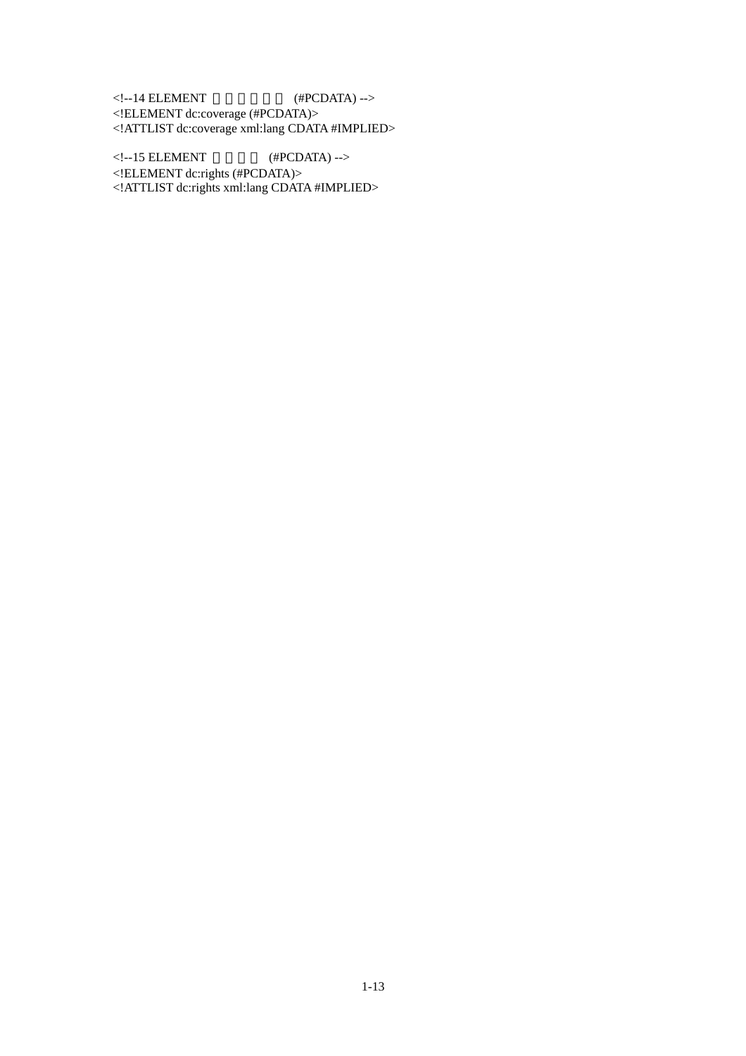```
<!--14 ELEMENT          (#PCDATA) -->
<!ELEMENT dc:coverage (#PCDATA)>
<!ATTLIST dc:coverage xml:lang CDATA #IMPLIED>

<!--15 ELEMENT        (#PCDATA) -->
<!ELEMENT dc:rights (#PCDATA)>
<!ATTLIST dc:rights xml:lang CDATA #IMPLIED>
```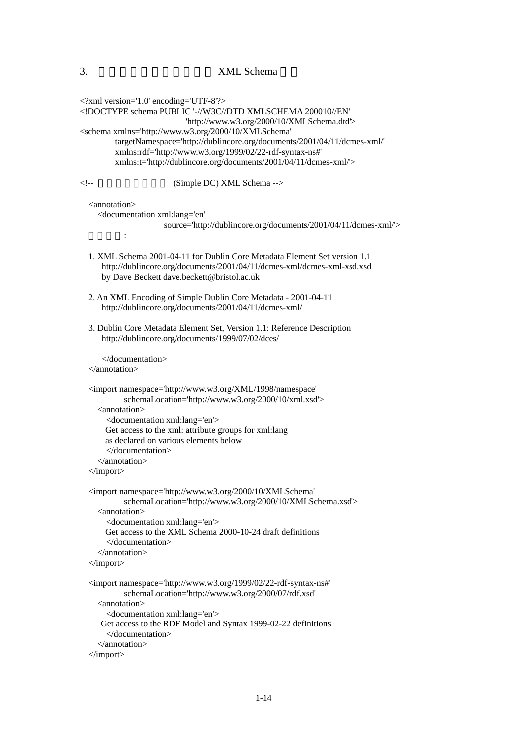### 3. XML Schema

```
<?xml version='1.0' encoding='UTF-8'?>
<!DOCTYPE schema PUBLIC '-//W3C//DTD XMLSCHEMA 200010//EN'
                              'http://www.w3.org/2000/10/XMLSchema.dtd'>
<schema xmlns='http://www.w3.org/2000/10/XMLSchema'
           targetNamespace='http://dublincore.org/documents/2001/04/11/dcmes-xml/'
           xmlns:rdf='http://www.w3.org/1999/02/22-rdf-syntax-ns#'
           xmlns:t='http://dublincore.org/documents/2001/04/11/dcmes-xml/'>

<!--                 (Simple DC) XML Schema -->

   <annotation>
      <documentation xml:lang='en'
                        source='http://dublincore.org/documents/2001/04/11/dcmes-xml/'>
            :

   1. XML Schema 2001-04-11 for Dublin Core Metadata Element Set version 1.1
       http://dublincore.org/documents/2001/04/11/dcmes-xml/dcmes-xml-xsd.xsd
       by Dave Beckett dave.beckett@bristol.ac.uk

   2. An XML Encoding of Simple Dublin Core Metadata - 2001-04-11
       http://dublincore.org/documents/2001/04/11/dcmes-xml/

   3. Dublin Core Metadata Element Set, Version 1.1: Reference Description
       http://dublincore.org/documents/1999/07/02/dces/

       </documentation>
   </annotation>

   <import namespace='http://www.w3.org/XML/1998/namespace'
              schemaLocation='http://www.w3.org/2000/10/xml.xsd'>
      <annotation>
         <documentation xml:lang='en'>
        Get access to the xml: attribute groups for xml:lang
        as declared on various elements below
         </documentation>
      </annotation>
   </import>

   <import namespace='http://www.w3.org/2000/10/XMLSchema'
              schemaLocation='http://www.w3.org/2000/10/XMLSchema.xsd'>
      <annotation>
         <documentation xml:lang='en'>
        Get access to the XML Schema 2000-10-24 draft definitions
         </documentation>
      </annotation>
   </import>

   <import namespace='http://www.w3.org/1999/02/22-rdf-syntax-ns#'
              schemaLocation='http://www.w3.org/2000/07/rdf.xsd'
      <annotation>
         <documentation xml:lang='en'>
       Get access to the RDF Model and Syntax 1999-02-22 definitions
         </documentation>
      </annotation>
   </import>
```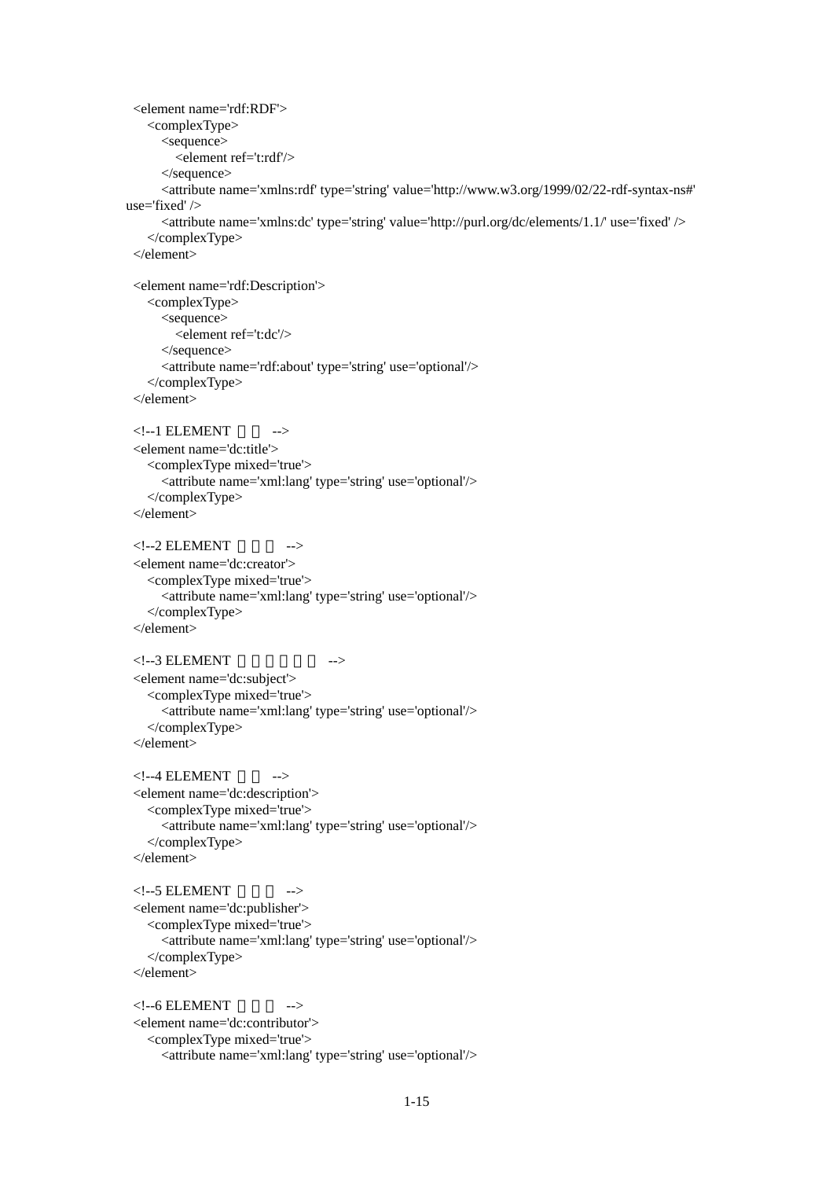```
<element name='rdf:RDF'>
   <complexType>
      <sequence>
         <element ref='t:rdf'/>
      </sequence>
      <attribute name='xmlns:rdf' type='string' value='http://www.w3.org/1999/02/22-rdf-syntax-ns#'
use='fixed' />
      <attribute name='xmlns:dc' type='string' value='http://purl.org/dc/elements/1.1/' use='fixed' />
   </complexType>
</element>

<element name='rdf:Description'>
   <complexType>
      <sequence>
         <element ref='t:dc'/>
      </sequence>
      <attribute name='rdf:about' type='string' use='optional'/>
   </complexType>
</element>

<!--1 ELEMENT          -->
<element name='dc:title'>
   <complexType mixed='true'>
      <attribute name='xml:lang' type='string' use='optional'/>
   </complexType>
</element>

<!--2 ELEMENT            -->
<element name='dc:creator'>
   <complexType mixed='true'>
      <attribute name='xml:lang' type='string' use='optional'/>
   </complexType>
</element>

<!--3 ELEMENT                    -->
<element name='dc:subject'>
   <complexType mixed='true'>
      <attribute name='xml:lang' type='string' use='optional'/>
   </complexType>
</element>

<!--4 ELEMENT          -->
<element name='dc:description'>
   <complexType mixed='true'>
      <attribute name='xml:lang' type='string' use='optional'/>
   </complexType>
</element>

<!--5 ELEMENT            -->
<element name='dc:publisher'>
   <complexType mixed='true'>
      <attribute name='xml:lang' type='string' use='optional'/>
   </complexType>
</element>

<!--6 ELEMENT            -->
<element name='dc:contributor'>
   <complexType mixed='true'>
      <attribute name='xml:lang' type='string' use='optional'/>
```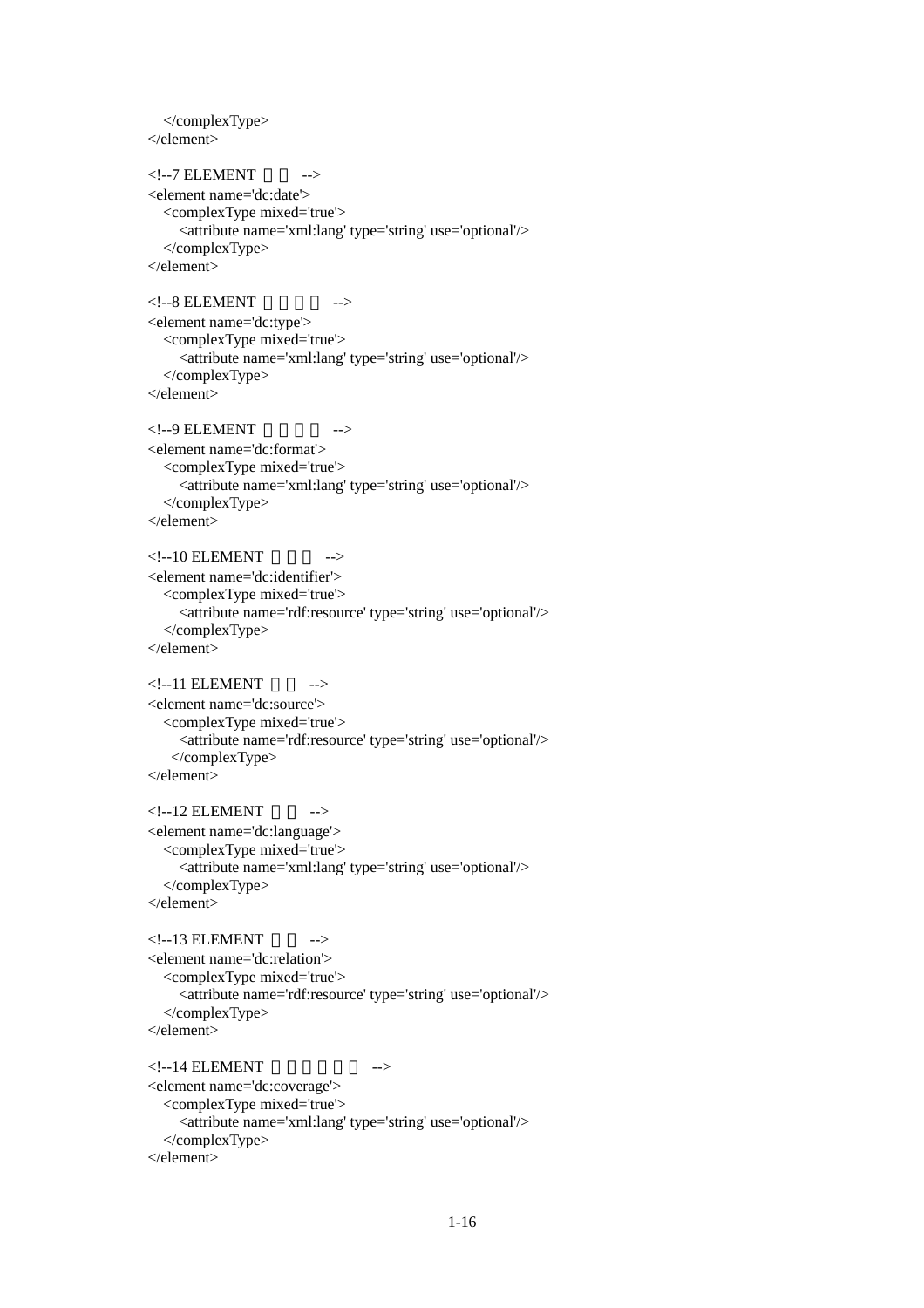```
    </complexType>
</element>

<!--7 ELEMENT          -->
<element name='dc:date'>
    <complexType mixed='true'>
        <attribute name='xml:lang' type='string' use='optional'/>
    </complexType>
</element>

<!--8 ELEMENT              -->
<element name='dc:type'>
    <complexType mixed='true'>
        <attribute name='xml:lang' type='string' use='optional'/>
    </complexType>
</element>

<!--9 ELEMENT              -->
<element name='dc:format'>
    <complexType mixed='true'>
        <attribute name='xml:lang' type='string' use='optional'/>
    </complexType>
</element>

<!--10 ELEMENT            -->
<element name='dc:identifier'>
    <complexType mixed='true'>
        <attribute name='rdf:resource' type='string' use='optional'/>
    </complexType>
</element>

<!--11 ELEMENT          -->
<element name='dc:source'>
    <complexType mixed='true'>
        <attribute name='rdf:resource' type='string' use='optional'/>
     </complexType>
</element>

<!--12 ELEMENT          -->
<element name='dc:language'>
    <complexType mixed='true'>
        <attribute name='xml:lang' type='string' use='optional'/>
    </complexType>
</element>

<!--13 ELEMENT          -->
<element name='dc:relation'>
    <complexType mixed='true'>
        <attribute name='rdf:resource' type='string' use='optional'/>
    </complexType>
</element>

<!--14 ELEMENT                    -->
<element name='dc:coverage'>
    <complexType mixed='true'>
        <attribute name='xml:lang' type='string' use='optional'/>
    </complexType>
</element>
```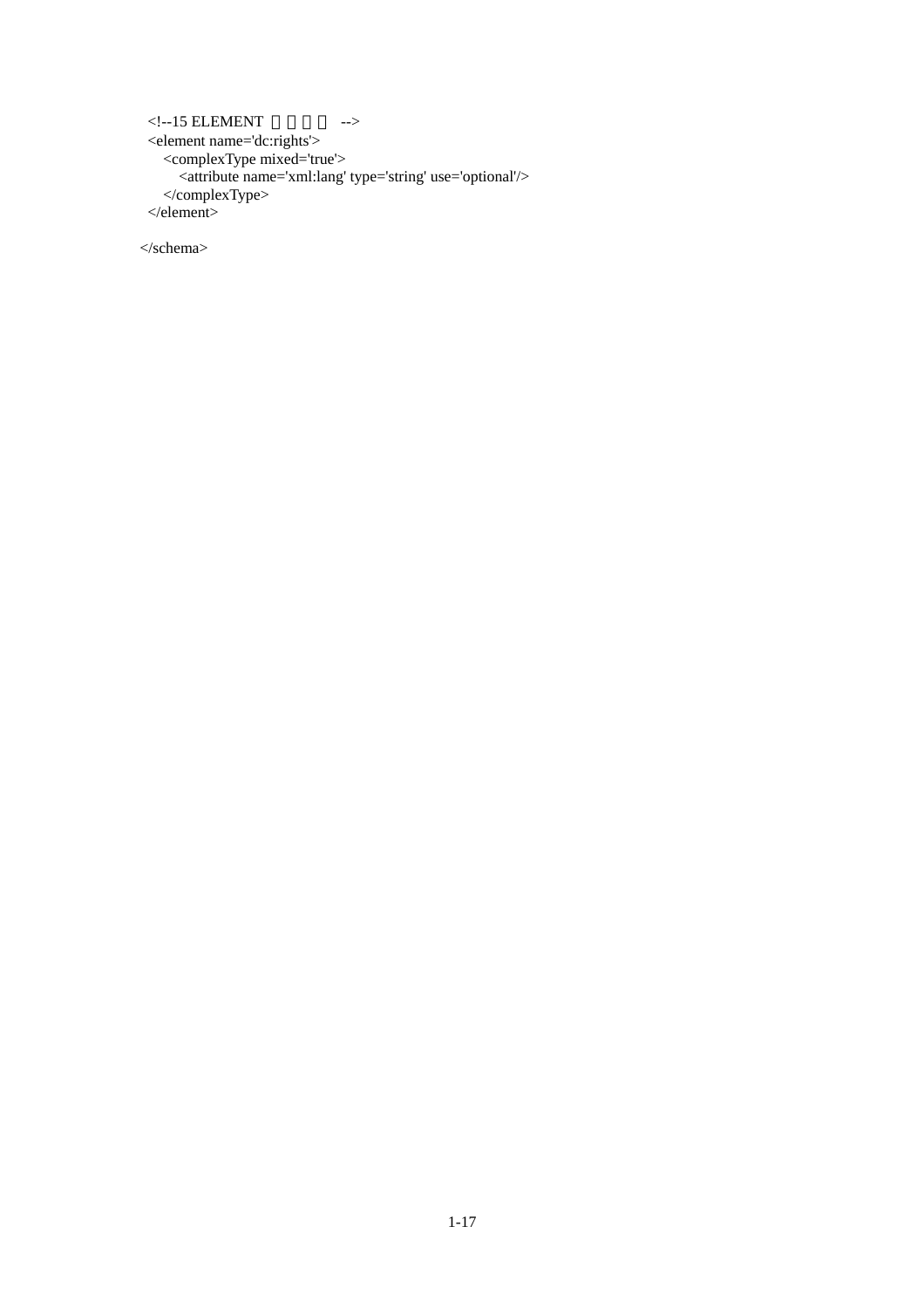```
  <!--15 ELEMENT 권리관리 -->
  <element name='dc:rights'>
     <complexType mixed='true'>
        <attribute name='xml:lang' type='string' use='optional'/>
     </complexType>
  </element>

</schema>
```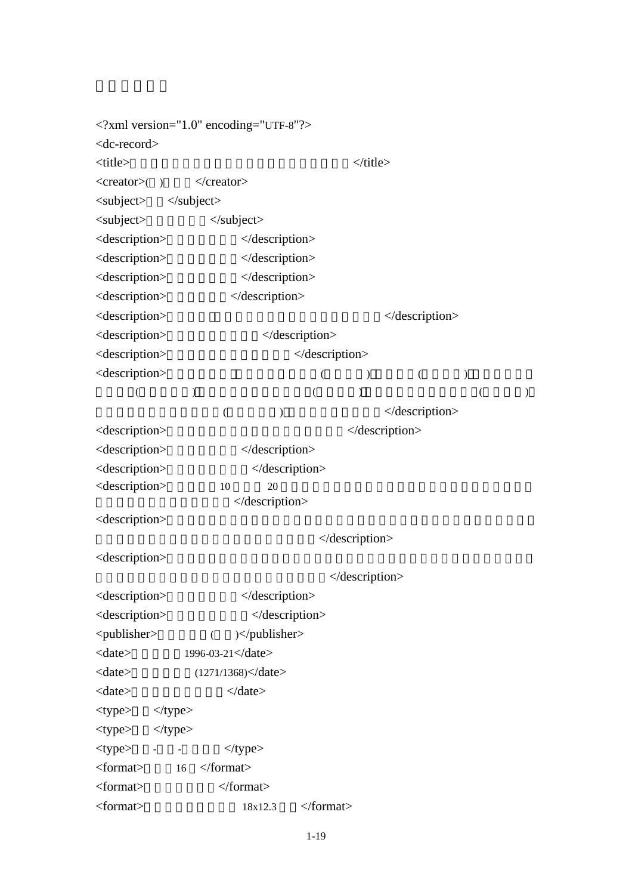```
<?xml version="1.0" encoding="UTF-8"?>
<dc-record>
<title></title>
<creator>( )</creator>
<subject></subject>
<subject></subject>
<description></description>
<description></description>
<description></description>
<description></description>
<description></description>
<description></description>
<description></description>
<description>( ) ( ) ( ) ( ) ( ) ( )</description>
<description></description>
<description></description>
<description></description>
<description>10 20 </description>
<description></description>
<description></description>
<description></description>
<description></description>
<publisher>( )</publisher>
<date>1996-03-21</date>
<date>(1271/1368)</date>
<date></date>
<type></type>
<type></type>
<type>- - </type>
<format>16 </format>
<format></format>
<format>18x12.3 </format>
```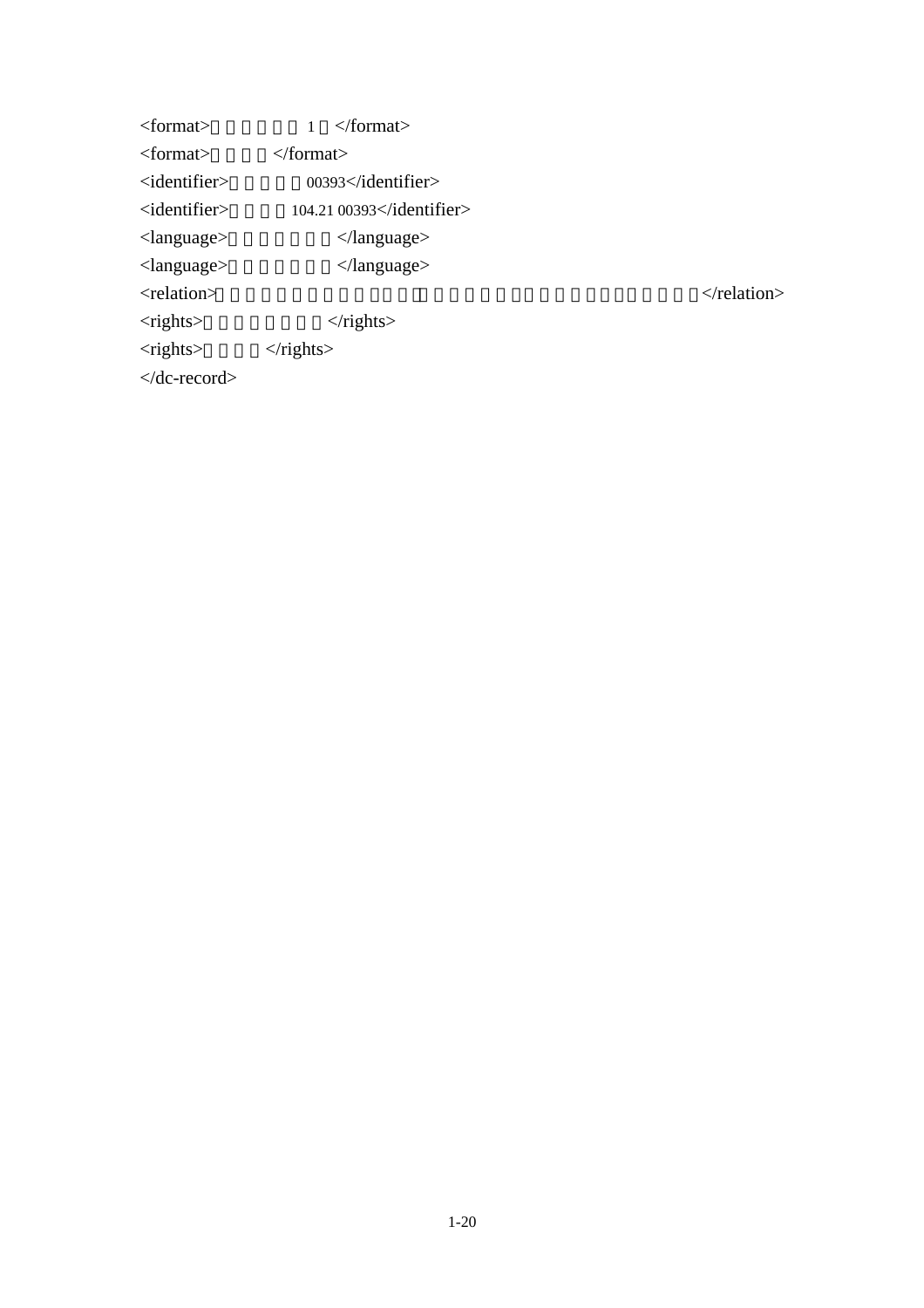```
<format>1</format>
<format></format>
<identifier>00393</identifier>
<identifier>104.21 00393</identifier>
<language></language>
<language></language>
<relation></relation>
<rights></rights>
<rights></rights>
</dc-record>
```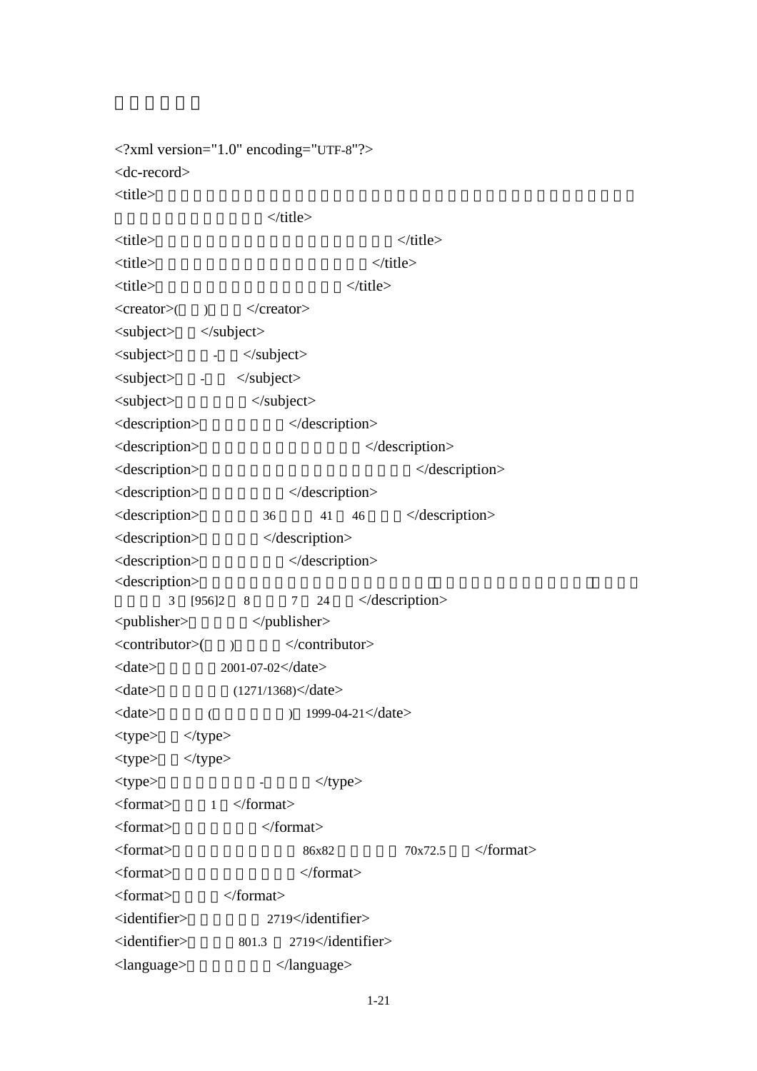```
<?xml version="1.0" encoding="UTF-8"?>
<dc-record>
<title></title>
<title></title>
<title></title>
<title></title>
<creator>( )</creator>
<subject></subject>
<subject>-</subject>
<subject>-</subject>
<subject></subject>
<description></description>
<description></description>
<description></description>
<description></description>
<description>36 41 46</description>
<description></description>
<description></description>
<description>3 [956]2 8 7 24</description>
<publisher></publisher>
<contributor>( )</contributor>
<date>2001-07-02</date>
<date>(1271/1368)</date>
<date>( ) 1999-04-21</date>
<type></type>
<type></type>
<type>-</type>
<format>1</format>
<format></format>
<format>86x82 70x72.5</format>
<format></format>
<format></format>
<identifier>2719</identifier>
<identifier>801.3 2719</identifier>
<language></language>
```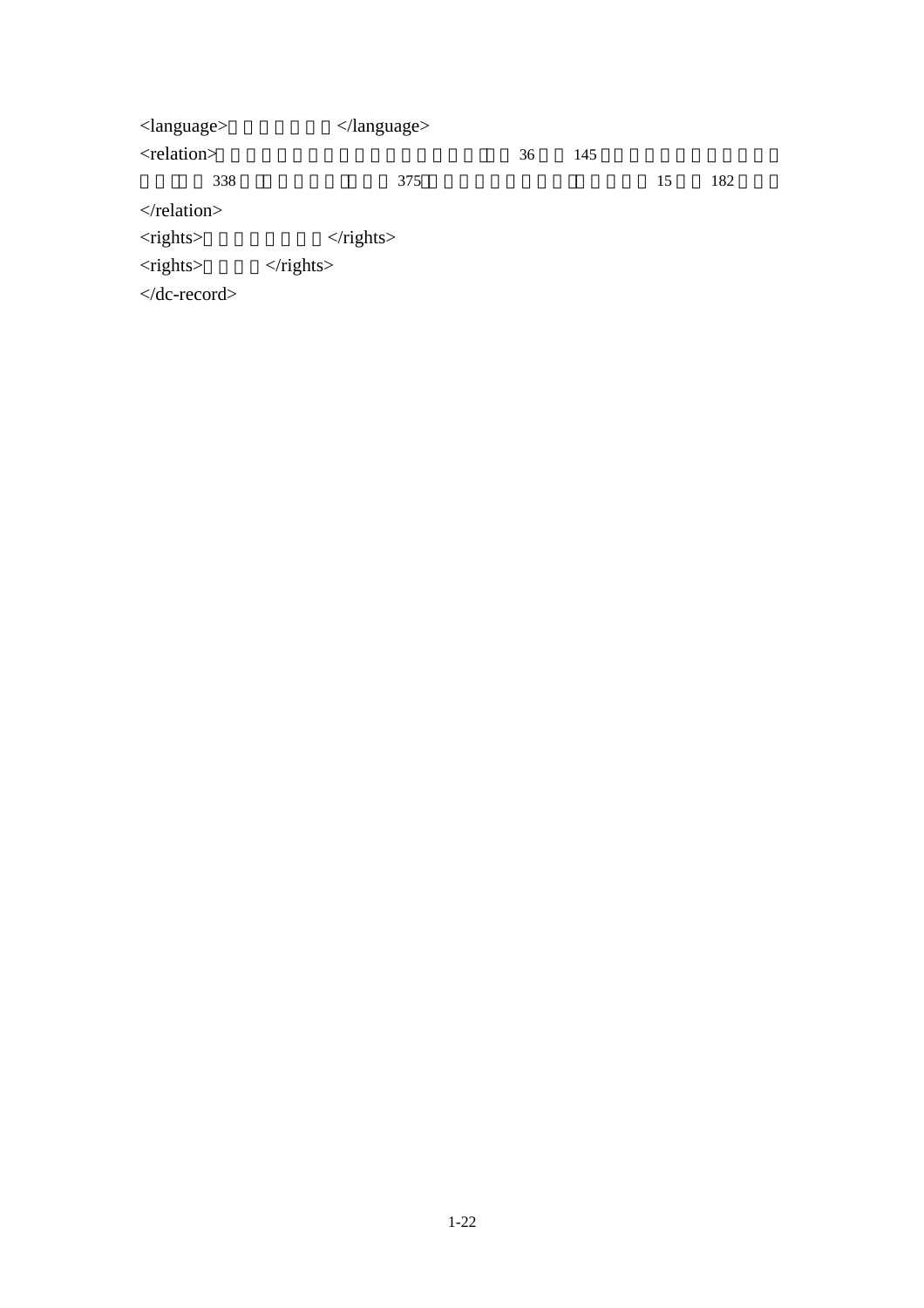```
<language></language>
<relation> 36 145
338 375 15 182
</relation>
<rights></rights>
<rights></rights>
</dc-record>
```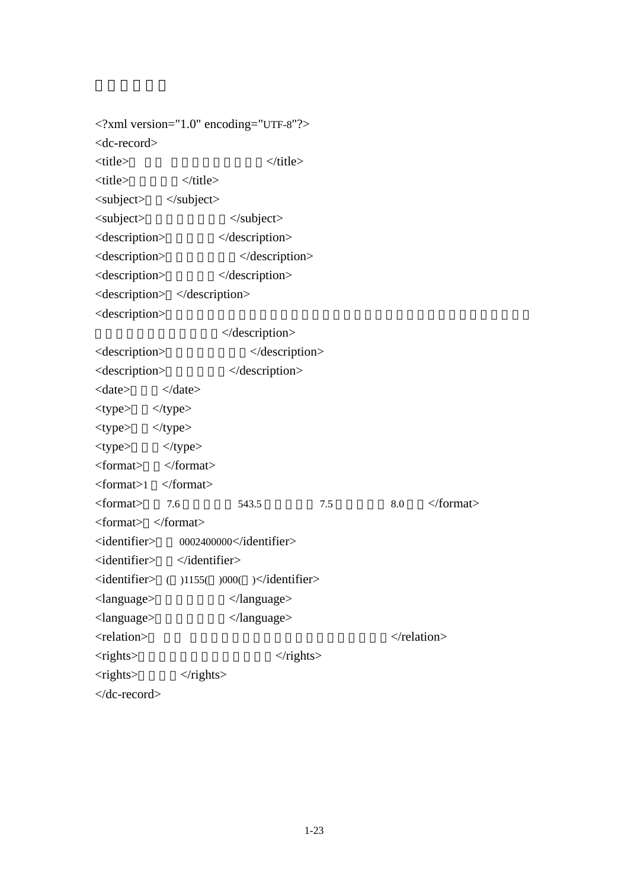```
<?xml version="1.0" encoding="UTF-8"?>
<dc-record>
<title></title>
<title></title>
<subject></subject>
<subject></subject>
<description></description>
<description></description>
<description></description>
<description></description>
<description></description>
<description></description>
<description></description>
<date></date>
<type></type>
<type></type>
<type></type>
<format></format>
<format>1</format>
<format>7.6 543.5 7.5 8.0</format>
<format></format>
<identifier>0002400000</identifier>
<identifier></identifier>
<identifier>()1155()000()</identifier>
<language></language>
<language></language>
<relation></relation>
<rights></rights>
<rights></rights>
</dc-record>
```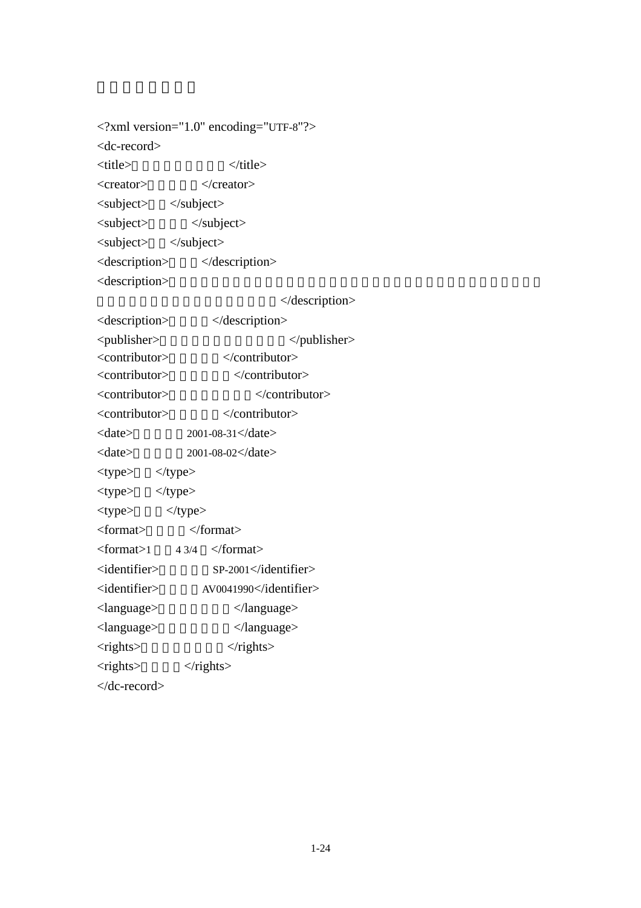```
<?xml version="1.0" encoding="UTF-8"?>
<dc-record>
<title></title>
<creator></creator>
<subject></subject>
<subject></subject>
<subject></subject>
<description></description>
<description></description>
<description></description>
<publisher></publisher>
<contributor></contributor>
<contributor></contributor>
<contributor></contributor>
<contributor></contributor>
<date>2001-08-31</date>
<date>2001-08-02</date>
<type></type>
<type></type>
<type></type>
<format></format>
<format>1 4 3/4 </format>
<identifier>SP-2001</identifier>
<identifier>AV0041990</identifier>
<language></language>
<language></language>
<rights></rights>
<rights></rights>
</dc-record>
```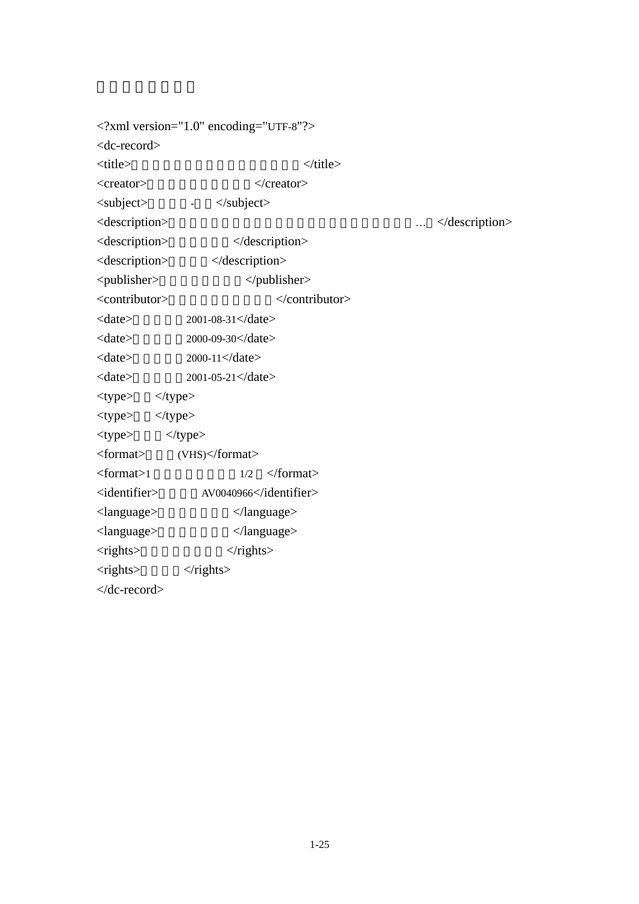```
<?xml version="1.0" encoding="UTF-8"?>
<dc-record>
<title></title>
<creator></creator>
<subject>-</subject>
<description>…</description>
<description></description>
<description></description>
<publisher></publisher>
<contributor></contributor>
<date>2001-08-31</date>
<date>2000-09-30</date>
<date>2000-11</date>
<date>2001-05-21</date>
<type></type>
<type></type>
<type></type>
<format>(VHS)</format>
<format>1 1/2</format>
<identifier>AV0040966</identifier>
<language></language>
<language></language>
<rights></rights>
<rights></rights>
</dc-record>
```